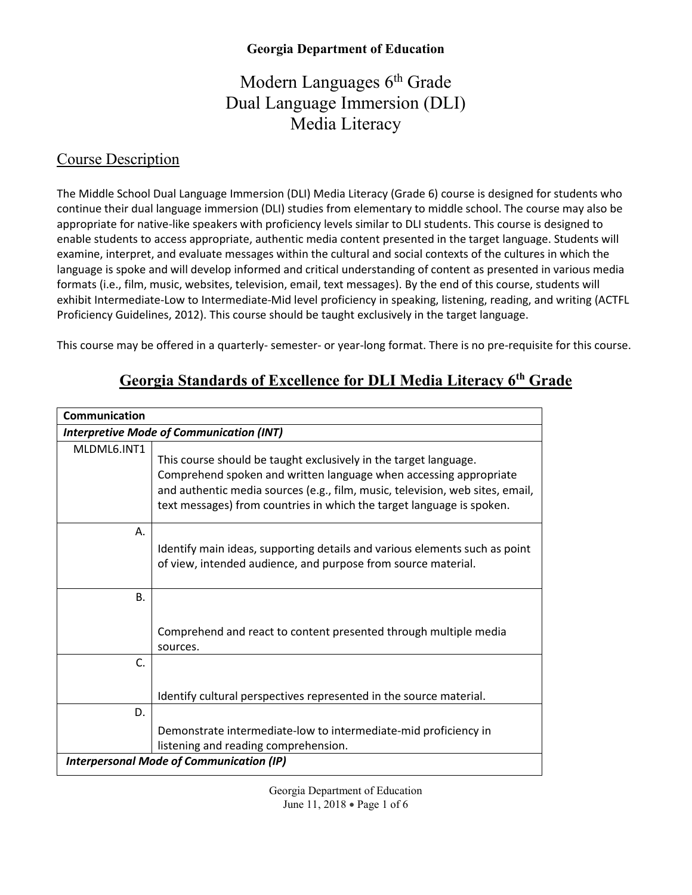**Georgia Department of Education**

# Modern Languages 6th Grade
# Dual Language Immersion (DLI)
# Media Literacy

## Course Description

The Middle School Dual Language Immersion (DLI) Media Literacy (Grade 6) course is designed for students who continue their dual language immersion (DLI) studies from elementary to middle school. The course may also be appropriate for native-like speakers with proficiency levels similar to DLI students. This course is designed to enable students to access appropriate, authentic media content presented in the target language. Students will examine, interpret, and evaluate messages within the cultural and social contexts of the cultures in which the language is spoke and will develop informed and critical understanding of content as presented in various media formats (i.e., film, music, websites, television, email, text messages). By the end of this course, students will exhibit Intermediate-Low to Intermediate-Mid level proficiency in speaking, listening, reading, and writing (ACTFL Proficiency Guidelines, 2012). This course should be taught exclusively in the target language.

This course may be offered in a quarterly- semester- or year-long format. There is no pre-requisite for this course.

## Georgia Standards of Excellence for DLI Media Literacy 6th Grade

| **Communication** | |
|---|---|
| ***Interpretive Mode of Communication (INT)*** | |
| MLDML6.INT1 | This course should be taught exclusively in the target language. Comprehend spoken and written language when accessing appropriate and authentic media sources (e.g., film, music, television, web sites, email, text messages) from countries in which the target language is spoken. |
| A. | Identify main ideas, supporting details and various elements such as point of view, intended audience, and purpose from source material. |
| B. | Comprehend and react to content presented through multiple media sources. |
| C. | Identify cultural perspectives represented in the source material. |
| D. | Demonstrate intermediate-low to intermediate-mid proficiency in listening and reading comprehension. |
| ***Interpersonal Mode of Communication (IP)*** | |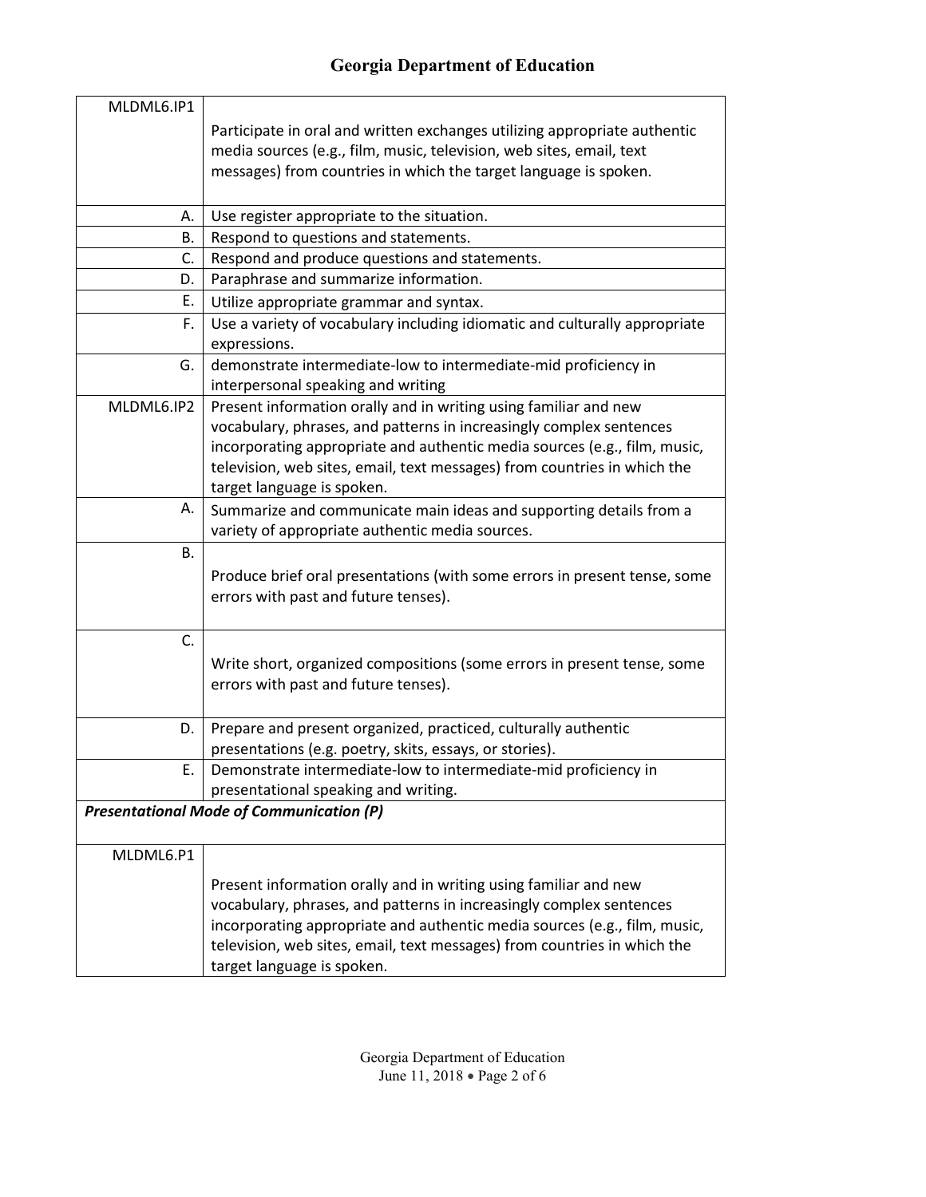| | |
|---|---|
| MLDML6.IP1 | Participate in oral and written exchanges utilizing appropriate authentic media sources (e.g., film, music, television, web sites, email, text messages) from countries in which the target language is spoken. |
| A. | Use register appropriate to the situation. |
| B. | Respond to questions and statements. |
| C. | Respond and produce questions and statements. |
| D. | Paraphrase and summarize information. |
| E. | Utilize appropriate grammar and syntax. |
| F. | Use a variety of vocabulary including idiomatic and culturally appropriate expressions. |
| G. | demonstrate intermediate-low to intermediate-mid proficiency in interpersonal speaking and writing |
| MLDML6.IP2 | Present information orally and in writing using familiar and new vocabulary, phrases, and patterns in increasingly complex sentences incorporating appropriate and authentic media sources (e.g., film, music, television, web sites, email, text messages) from countries in which the target language is spoken. |
| A. | Summarize and communicate main ideas and supporting details from a variety of appropriate authentic media sources. |
| B. | Produce brief oral presentations (with some errors in present tense, some errors with past and future tenses). |
| C. | Write short, organized compositions (some errors in present tense, some errors with past and future tenses). |
| D. | Prepare and present organized, practiced, culturally authentic presentations (e.g. poetry, skits, essays, or stories). |
| E. | Demonstrate intermediate-low to intermediate-mid proficiency in presentational speaking and writing. |
| ***Presentational Mode of Communication (P)*** | |
| MLDML6.P1 | Present information orally and in writing using familiar and new vocabulary, phrases, and patterns in increasingly complex sentences incorporating appropriate and authentic media sources (e.g., film, music, television, web sites, email, text messages) from countries in which the target language is spoken. |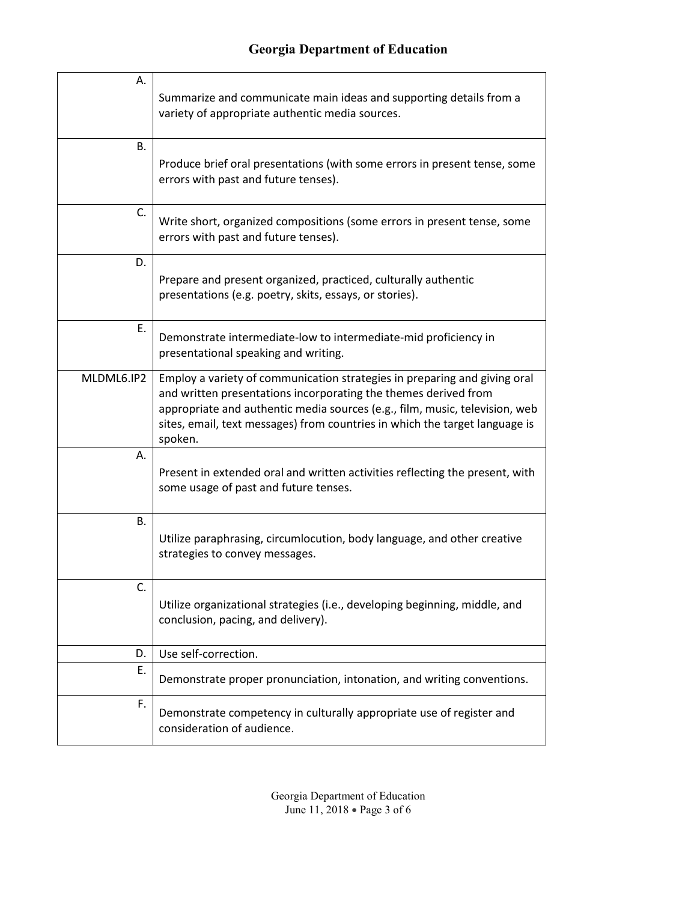| | |
|---|---|
| A. | Summarize and communicate main ideas and supporting details from a variety of appropriate authentic media sources. |
| B. | Produce brief oral presentations (with some errors in present tense, some errors with past and future tenses). |
| C. | Write short, organized compositions (some errors in present tense, some errors with past and future tenses). |
| D. | Prepare and present organized, practiced, culturally authentic presentations (e.g. poetry, skits, essays, or stories). |
| E. | Demonstrate intermediate-low to intermediate-mid proficiency in presentational speaking and writing. |
| MLDML6.IP2 | Employ a variety of communication strategies in preparing and giving oral and written presentations incorporating the themes derived from appropriate and authentic media sources (e.g., film, music, television, web sites, email, text messages) from countries in which the target language is spoken. |
| A. | Present in extended oral and written activities reflecting the present, with some usage of past and future tenses. |
| B. | Utilize paraphrasing, circumlocution, body language, and other creative strategies to convey messages. |
| C. | Utilize organizational strategies (i.e., developing beginning, middle, and conclusion, pacing, and delivery). |
| D. | Use self-correction. |
| E. | Demonstrate proper pronunciation, intonation, and writing conventions. |
| F. | Demonstrate competency in culturally appropriate use of register and consideration of audience. |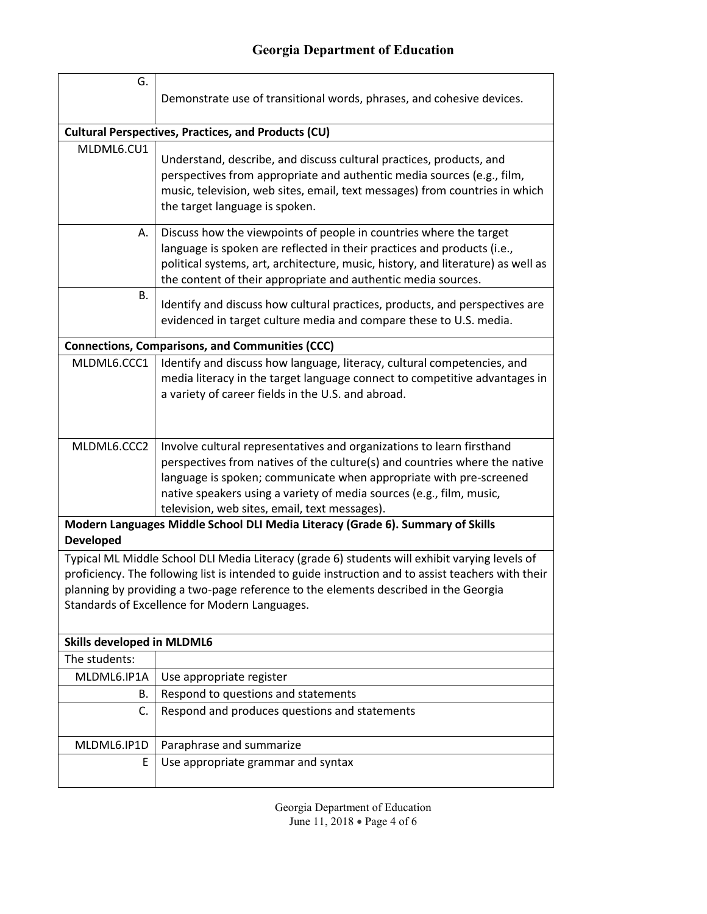| | |
|---|---|
| G. | Demonstrate use of transitional words, phrases, and cohesive devices. |
| **Cultural Perspectives, Practices, and Products (CU)** | |
| MLDML6.CU1 | Understand, describe, and discuss cultural practices, products, and perspectives from appropriate and authentic media sources (e.g., film, music, television, web sites, email, text messages) from countries in which the target language is spoken. |
| A. | Discuss how the viewpoints of people in countries where the target language is spoken are reflected in their practices and products (i.e., political systems, art, architecture, music, history, and literature) as well as the content of their appropriate and authentic media sources. |
| B. | Identify and discuss how cultural practices, products, and perspectives are evidenced in target culture media and compare these to U.S. media. |
| **Connections, Comparisons, and Communities (CCC)** | |
| MLDML6.CCC1 | Identify and discuss how language, literacy, cultural competencies, and media literacy in the target language connect to competitive advantages in a variety of career fields in the U.S. and abroad. |
| MLDML6.CCC2 | Involve cultural representatives and organizations to learn firsthand perspectives from natives of the culture(s) and countries where the native language is spoken; communicate when appropriate with pre-screened native speakers using a variety of media sources (e.g., film, music, television, web sites, email, text messages). |
| **Modern Languages Middle School DLI Media Literacy (Grade 6). Summary of Skills Developed** | |
| Typical ML Middle School DLI Media Literacy (grade 6) students will exhibit varying levels of proficiency. The following list is intended to guide instruction and to assist teachers with their planning by providing a two-page reference to the elements described in the Georgia Standards of Excellence for Modern Languages. | |
| **Skills developed in MLDML6** | |
| The students: | |
| MLDML6.IP1A | Use appropriate register |
| B. | Respond to questions and statements |
| C. | Respond and produces questions and statements |
| MLDML6.IP1D | Paraphrase and summarize |
| E | Use appropriate grammar and syntax |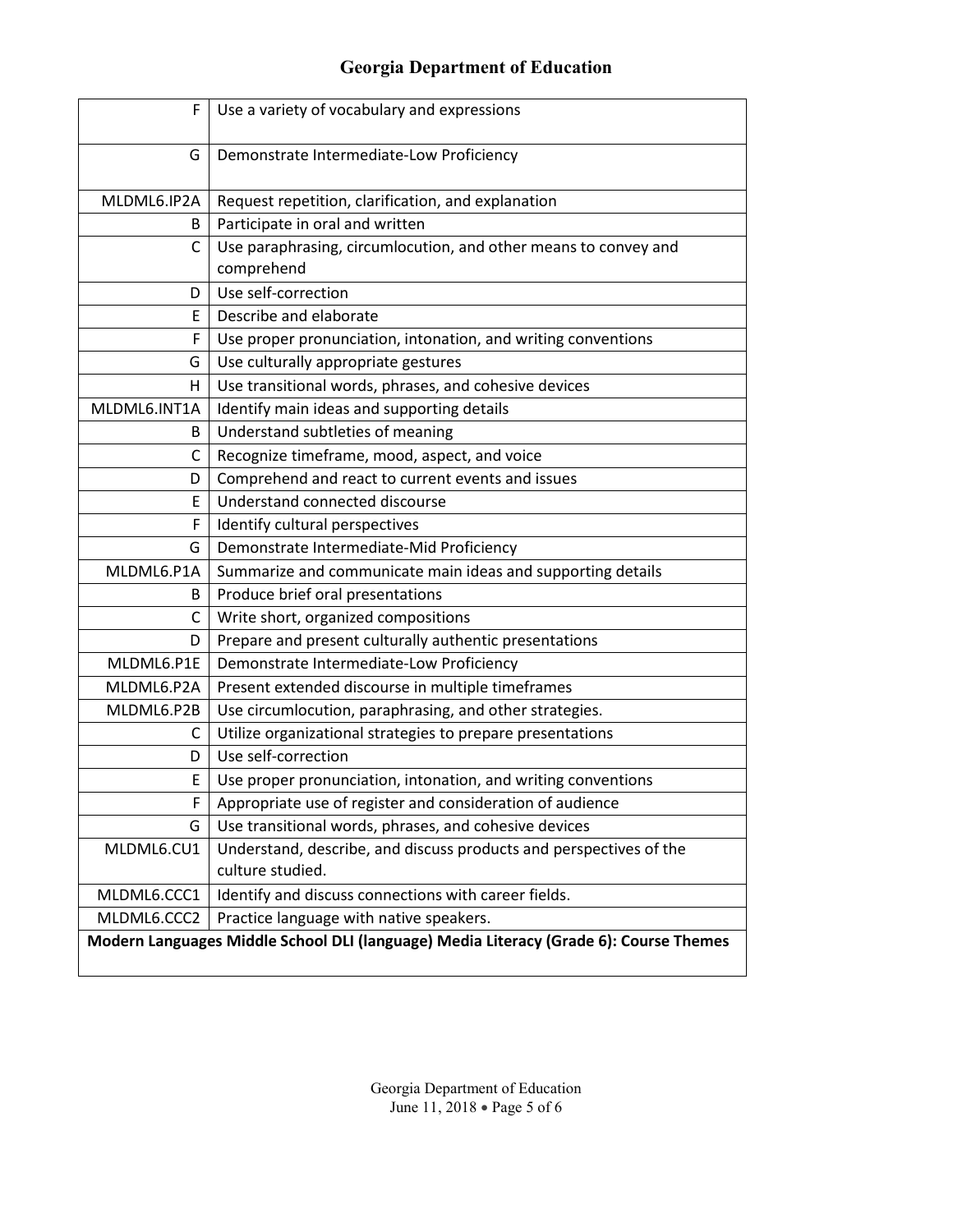| | |
|---|---|
| F | Use a variety of vocabulary and expressions |
| G | Demonstrate Intermediate-Low Proficiency |
| MLDML6.IP2A | Request repetition, clarification, and explanation |
| B | Participate in oral and written |
| C | Use paraphrasing, circumlocution, and other means to convey and comprehend |
| D | Use self-correction |
| E | Describe and elaborate |
| F | Use proper pronunciation, intonation, and writing conventions |
| G | Use culturally appropriate gestures |
| H | Use transitional words, phrases, and cohesive devices |
| MLDML6.INT1A | Identify main ideas and supporting details |
| B | Understand subtleties of meaning |
| C | Recognize timeframe, mood, aspect, and voice |
| D | Comprehend and react to current events and issues |
| E | Understand connected discourse |
| F | Identify cultural perspectives |
| G | Demonstrate Intermediate-Mid Proficiency |
| MLDML6.P1A | Summarize and communicate main ideas and supporting details |
| B | Produce brief oral presentations |
| C | Write short, organized compositions |
| D | Prepare and present culturally authentic presentations |
| MLDML6.P1E | Demonstrate Intermediate-Low Proficiency |
| MLDML6.P2A | Present extended discourse in multiple timeframes |
| MLDML6.P2B | Use circumlocution, paraphrasing, and other strategies. |
| C | Utilize organizational strategies to prepare presentations |
| D | Use self-correction |
| E | Use proper pronunciation, intonation, and writing conventions |
| F | Appropriate use of register and consideration of audience |
| G | Use transitional words, phrases, and cohesive devices |
| MLDML6.CU1 | Understand, describe, and discuss products and perspectives of the culture studied. |
| MLDML6.CCC1 | Identify and discuss connections with career fields. |
| MLDML6.CCC2 | Practice language with native speakers. |
| **Modern Languages Middle School DLI (language) Media Literacy (Grade 6): Course Themes** | |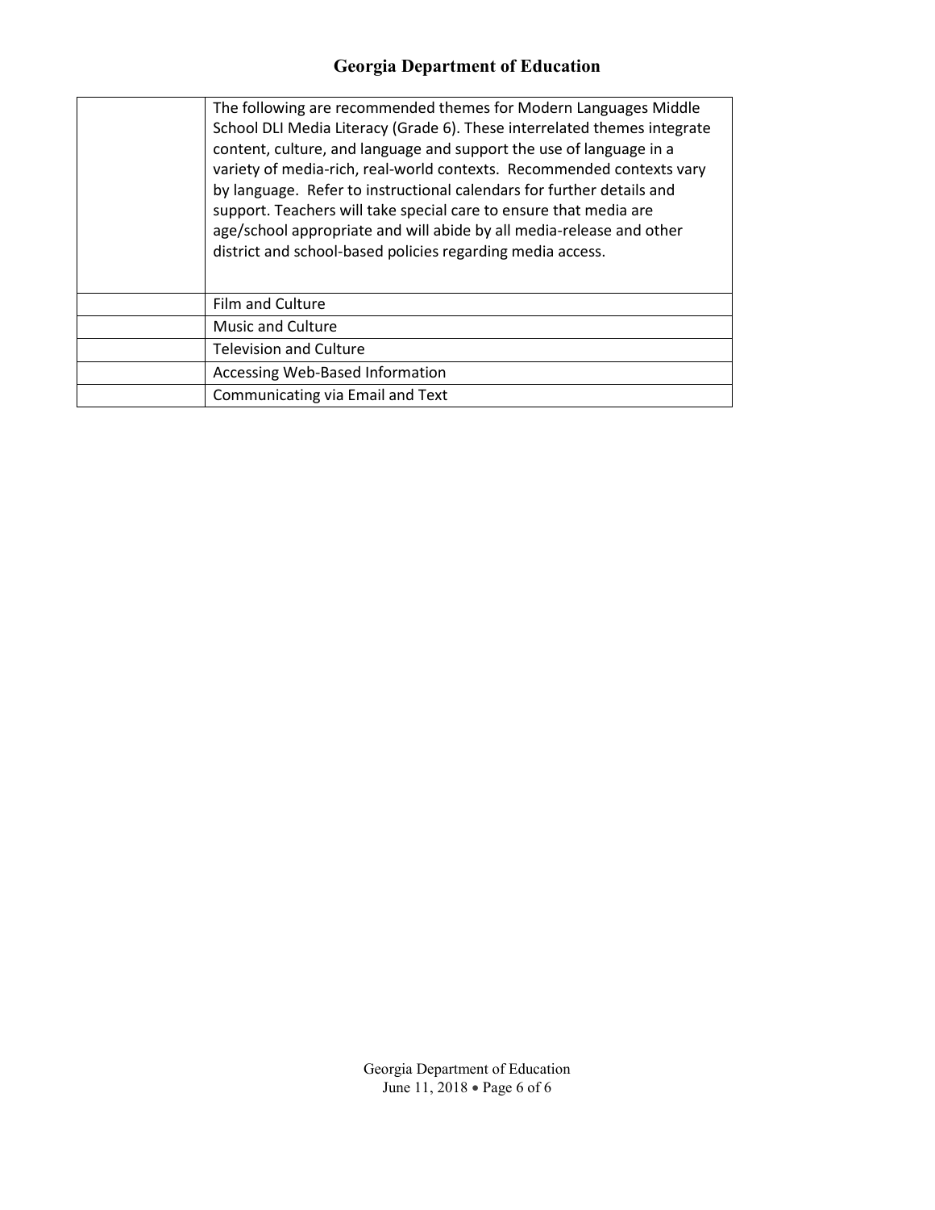| | |
|---|---|
| | The following are recommended themes for Modern Languages Middle School DLI Media Literacy (Grade 6). These interrelated themes integrate content, culture, and language and support the use of language in a variety of media-rich, real-world contexts. Recommended contexts vary by language. Refer to instructional calendars for further details and support. Teachers will take special care to ensure that media are age/school appropriate and will abide by all media-release and other district and school-based policies regarding media access. |
| | Film and Culture |
| | Music and Culture |
| | Television and Culture |
| | Accessing Web-Based Information |
| | Communicating via Email and Text |